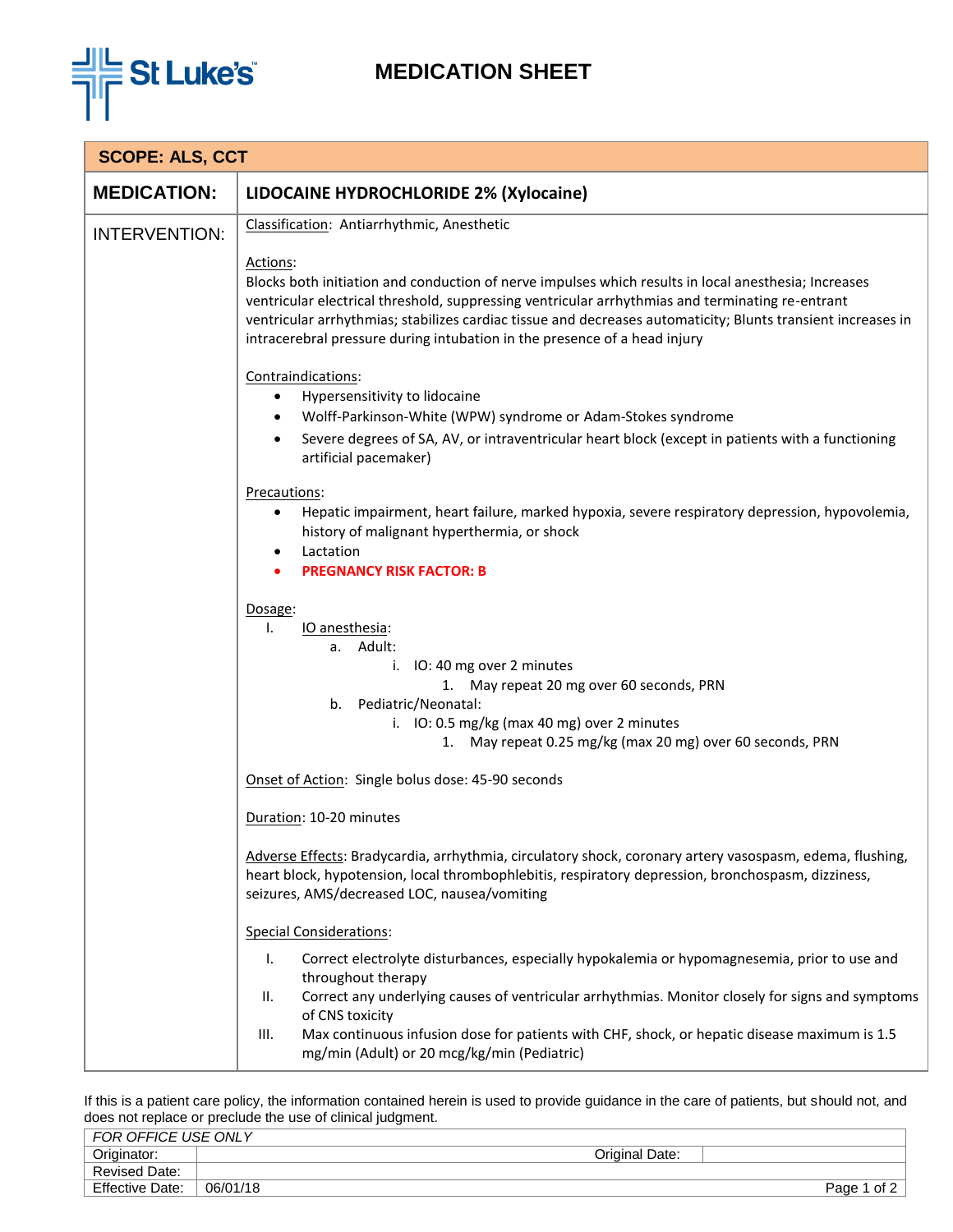# MEDICATION SHEET

St Luke's

**SCOPE: ALS, CCT**

**MEDICATION:** **LIDOCAINE HYDROCHLORIDE 2% (Xylocaine)**

**INTERVENTION:**

Classification: Antiarrhythmic, Anesthetic

Actions:
Blocks both initiation and conduction of nerve impulses which results in local anesthesia; Increases ventricular electrical threshold, suppressing ventricular arrhythmias and terminating re-entrant ventricular arrhythmias; stabilizes cardiac tissue and decreases automaticity; Blunts transient increases in intracerebral pressure during intubation in the presence of a head injury

Contraindications:

- Hypersensitivity to lidocaine
- Wolff-Parkinson-White (WPW) syndrome or Adam-Stokes syndrome
- Severe degrees of SA, AV, or intraventricular heart block (except in patients with a functioning artificial pacemaker)

Precautions:

- Hepatic impairment, heart failure, marked hypoxia, severe respiratory depression, hypovolemia, history of malignant hyperthermia, or shock
- Lactation
- **PREGNANCY RISK FACTOR: B**

Dosage:

I. IO anesthesia:
   a. Adult:
      i. IO: 40 mg over 2 minutes
         1. May repeat 20 mg over 60 seconds, PRN
   b. Pediatric/Neonatal:
      i. IO: 0.5 mg/kg (max 40 mg) over 2 minutes
         1. May repeat 0.25 mg/kg (max 20 mg) over 60 seconds, PRN

Onset of Action: Single bolus dose: 45-90 seconds

Duration: 10-20 minutes

Adverse Effects: Bradycardia, arrhythmia, circulatory shock, coronary artery vasospasm, edema, flushing, heart block, hypotension, local thrombophlebitis, respiratory depression, bronchospasm, dizziness, seizures, AMS/decreased LOC, nausea/vomiting

Special Considerations:

I. Correct electrolyte disturbances, especially hypokalemia or hypomagnesemia, prior to use and throughout therapy
II. Correct any underlying causes of ventricular arrhythmias. Monitor closely for signs and symptoms of CNS toxicity
III. Max continuous infusion dose for patients with CHF, shock, or hepatic disease maximum is 1.5 mg/min (Adult) or 20 mcg/kg/min (Pediatric)

If this is a patient care policy, the information contained herein is used to provide guidance in the care of patients, but should not, and does not replace or preclude the use of clinical judgment.

| *FOR OFFICE USE ONLY* | | | |
|---|---|---|---|
| Originator: | | Original Date: | |
| Revised Date: | | | |
| Effective Date: | 06/01/18 | | |